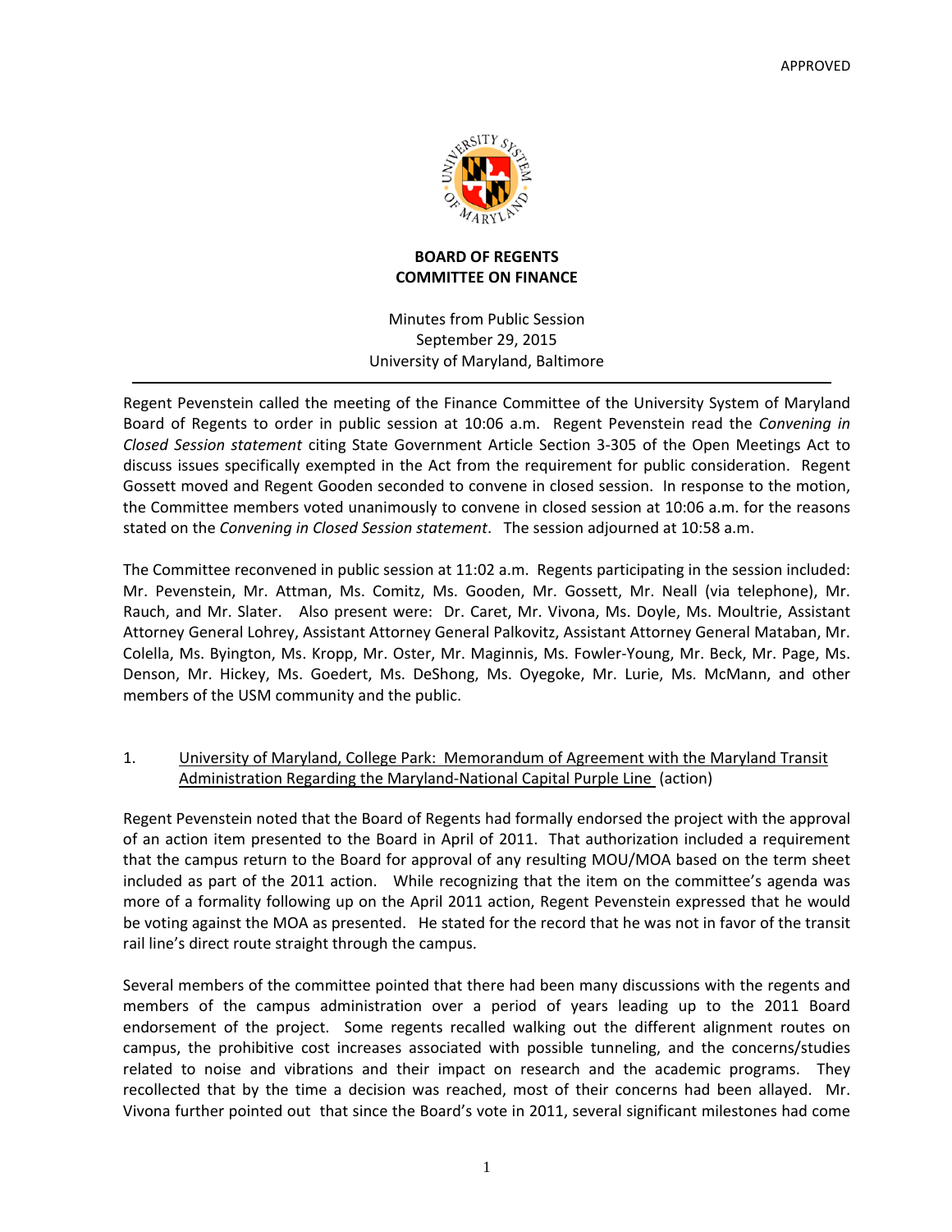APPROVED

**BOARD OF REGENTS**
**COMMITTEE ON FINANCE**

Minutes from Public Session
September 29, 2015
University of Maryland, Baltimore

Regent Pevenstein called the meeting of the Finance Committee of the University System of Maryland Board of Regents to order in public session at 10:06 a.m. Regent Pevenstein read the *Convening in Closed Session statement* citing State Government Article Section 3-305 of the Open Meetings Act to discuss issues specifically exempted in the Act from the requirement for public consideration. Regent Gossett moved and Regent Gooden seconded to convene in closed session. In response to the motion, the Committee members voted unanimously to convene in closed session at 10:06 a.m. for the reasons stated on the *Convening in Closed Session statement*. The session adjourned at 10:58 a.m.

The Committee reconvened in public session at 11:02 a.m. Regents participating in the session included: Mr. Pevenstein, Mr. Attman, Ms. Comitz, Ms. Gooden, Mr. Gossett, Mr. Neall (via telephone), Mr. Rauch, and Mr. Slater. Also present were: Dr. Caret, Mr. Vivona, Ms. Doyle, Ms. Moultrie, Assistant Attorney General Lohrey, Assistant Attorney General Palkovitz, Assistant Attorney General Mataban, Mr. Colella, Ms. Byington, Ms. Kropp, Mr. Oster, Mr. Maginnis, Ms. Fowler-Young, Mr. Beck, Mr. Page, Ms. Denson, Mr. Hickey, Ms. Goedert, Ms. DeShong, Ms. Oyegoke, Mr. Lurie, Ms. McMann, and other members of the USM community and the public.

1. University of Maryland, College Park: Memorandum of Agreement with the Maryland Transit Administration Regarding the Maryland-National Capital Purple Line (action)

Regent Pevenstein noted that the Board of Regents had formally endorsed the project with the approval of an action item presented to the Board in April of 2011. That authorization included a requirement that the campus return to the Board for approval of any resulting MOU/MOA based on the term sheet included as part of the 2011 action. While recognizing that the item on the committee's agenda was more of a formality following up on the April 2011 action, Regent Pevenstein expressed that he would be voting against the MOA as presented. He stated for the record that he was not in favor of the transit rail line's direct route straight through the campus.

Several members of the committee pointed that there had been many discussions with the regents and members of the campus administration over a period of years leading up to the 2011 Board endorsement of the project. Some regents recalled walking out the different alignment routes on campus, the prohibitive cost increases associated with possible tunneling, and the concerns/studies related to noise and vibrations and their impact on research and the academic programs. They recollected that by the time a decision was reached, most of their concerns had been allayed. Mr. Vivona further pointed out that since the Board's vote in 2011, several significant milestones had come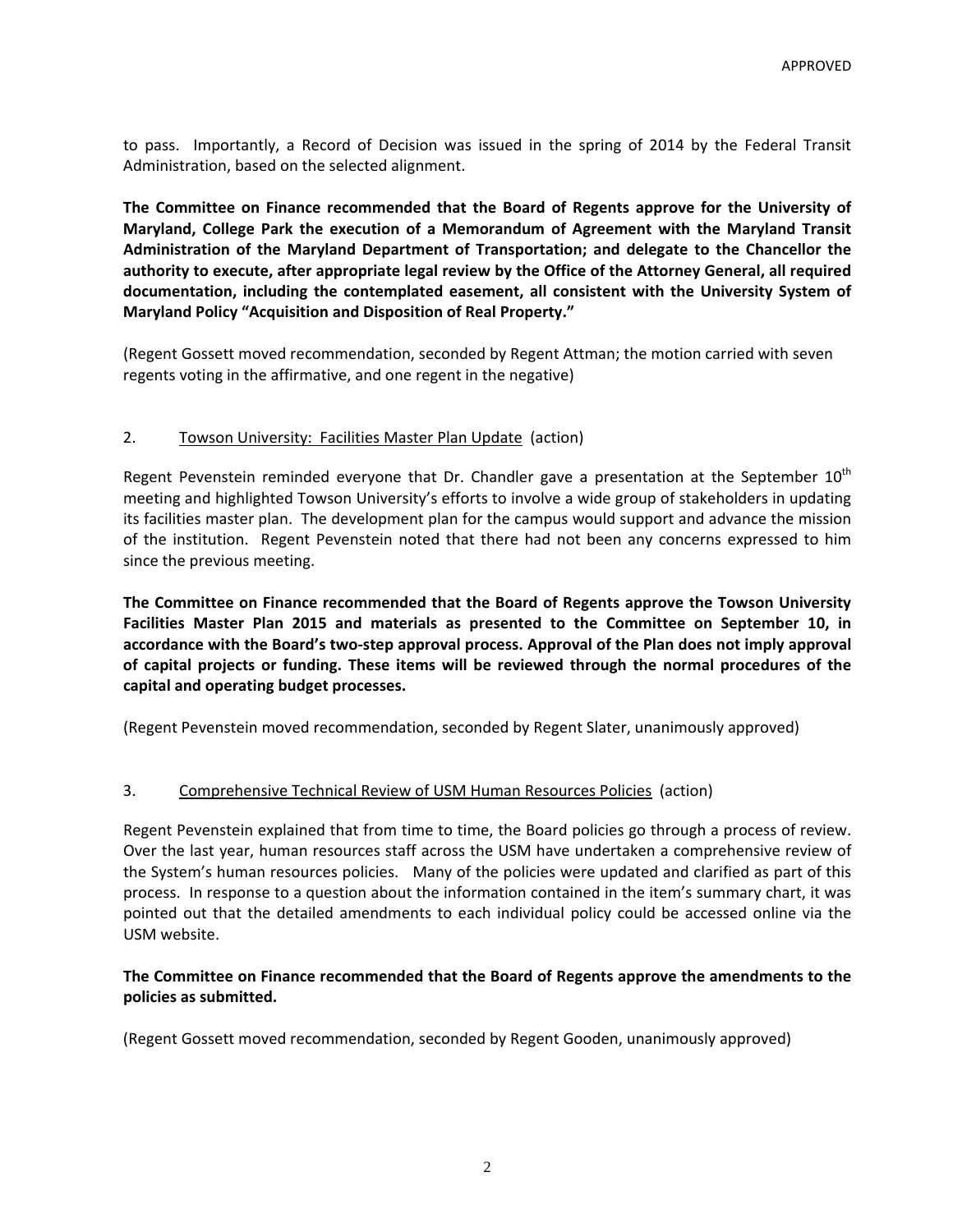to pass. Importantly, a Record of Decision was issued in the spring of 2014 by the Federal Transit Administration, based on the selected alignment.

**The Committee on Finance recommended that the Board of Regents approve for the University of Maryland, College Park the execution of a Memorandum of Agreement with the Maryland Transit Administration of the Maryland Department of Transportation; and delegate to the Chancellor the authority to execute, after appropriate legal review by the Office of the Attorney General, all required documentation, including the contemplated easement, all consistent with the University System of Maryland Policy "Acquisition and Disposition of Real Property."**

(Regent Gossett moved recommendation, seconded by Regent Attman; the motion carried with seven regents voting in the affirmative, and one regent in the negative)

2. Towson University: Facilities Master Plan Update (action)

Regent Pevenstein reminded everyone that Dr. Chandler gave a presentation at the September 10th meeting and highlighted Towson University's efforts to involve a wide group of stakeholders in updating its facilities master plan. The development plan for the campus would support and advance the mission of the institution. Regent Pevenstein noted that there had not been any concerns expressed to him since the previous meeting.

**The Committee on Finance recommended that the Board of Regents approve the Towson University Facilities Master Plan 2015 and materials as presented to the Committee on September 10, in accordance with the Board's two-step approval process. Approval of the Plan does not imply approval of capital projects or funding. These items will be reviewed through the normal procedures of the capital and operating budget processes.**

(Regent Pevenstein moved recommendation, seconded by Regent Slater, unanimously approved)

3. Comprehensive Technical Review of USM Human Resources Policies (action)

Regent Pevenstein explained that from time to time, the Board policies go through a process of review. Over the last year, human resources staff across the USM have undertaken a comprehensive review of the System's human resources policies. Many of the policies were updated and clarified as part of this process. In response to a question about the information contained in the item's summary chart, it was pointed out that the detailed amendments to each individual policy could be accessed online via the USM website.

**The Committee on Finance recommended that the Board of Regents approve the amendments to the policies as submitted.**

(Regent Gossett moved recommendation, seconded by Regent Gooden, unanimously approved)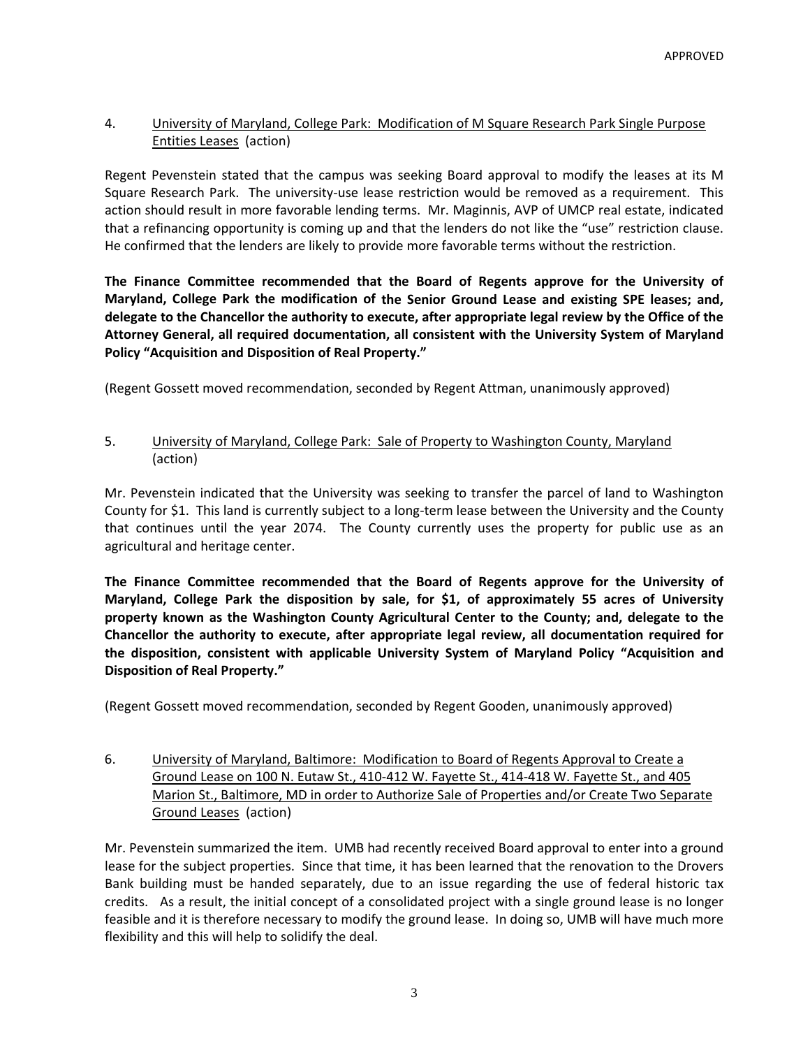4. University of Maryland, College Park: Modification of M Square Research Park Single Purpose Entities Leases (action)

Regent Pevenstein stated that the campus was seeking Board approval to modify the leases at its M Square Research Park. The university-use lease restriction would be removed as a requirement. This action should result in more favorable lending terms. Mr. Maginnis, AVP of UMCP real estate, indicated that a refinancing opportunity is coming up and that the lenders do not like the "use" restriction clause. He confirmed that the lenders are likely to provide more favorable terms without the restriction.

**The Finance Committee recommended that the Board of Regents approve for the University of Maryland, College Park the modification of the Senior Ground Lease and existing SPE leases; and, delegate to the Chancellor the authority to execute, after appropriate legal review by the Office of the Attorney General, all required documentation, all consistent with the University System of Maryland Policy "Acquisition and Disposition of Real Property."**

(Regent Gossett moved recommendation, seconded by Regent Attman, unanimously approved)

5. University of Maryland, College Park: Sale of Property to Washington County, Maryland (action)

Mr. Pevenstein indicated that the University was seeking to transfer the parcel of land to Washington County for $1. This land is currently subject to a long-term lease between the University and the County that continues until the year 2074. The County currently uses the property for public use as an agricultural and heritage center.

**The Finance Committee recommended that the Board of Regents approve for the University of Maryland, College Park the disposition by sale, for $1, of approximately 55 acres of University property known as the Washington County Agricultural Center to the County; and, delegate to the Chancellor the authority to execute, after appropriate legal review, all documentation required for the disposition, consistent with applicable University System of Maryland Policy "Acquisition and Disposition of Real Property."**

(Regent Gossett moved recommendation, seconded by Regent Gooden, unanimously approved)

6. University of Maryland, Baltimore: Modification to Board of Regents Approval to Create a Ground Lease on 100 N. Eutaw St., 410-412 W. Fayette St., 414-418 W. Fayette St., and 405 Marion St., Baltimore, MD in order to Authorize Sale of Properties and/or Create Two Separate Ground Leases (action)

Mr. Pevenstein summarized the item. UMB had recently received Board approval to enter into a ground lease for the subject properties. Since that time, it has been learned that the renovation to the Drovers Bank building must be handed separately, due to an issue regarding the use of federal historic tax credits. As a result, the initial concept of a consolidated project with a single ground lease is no longer feasible and it is therefore necessary to modify the ground lease. In doing so, UMB will have much more flexibility and this will help to solidify the deal.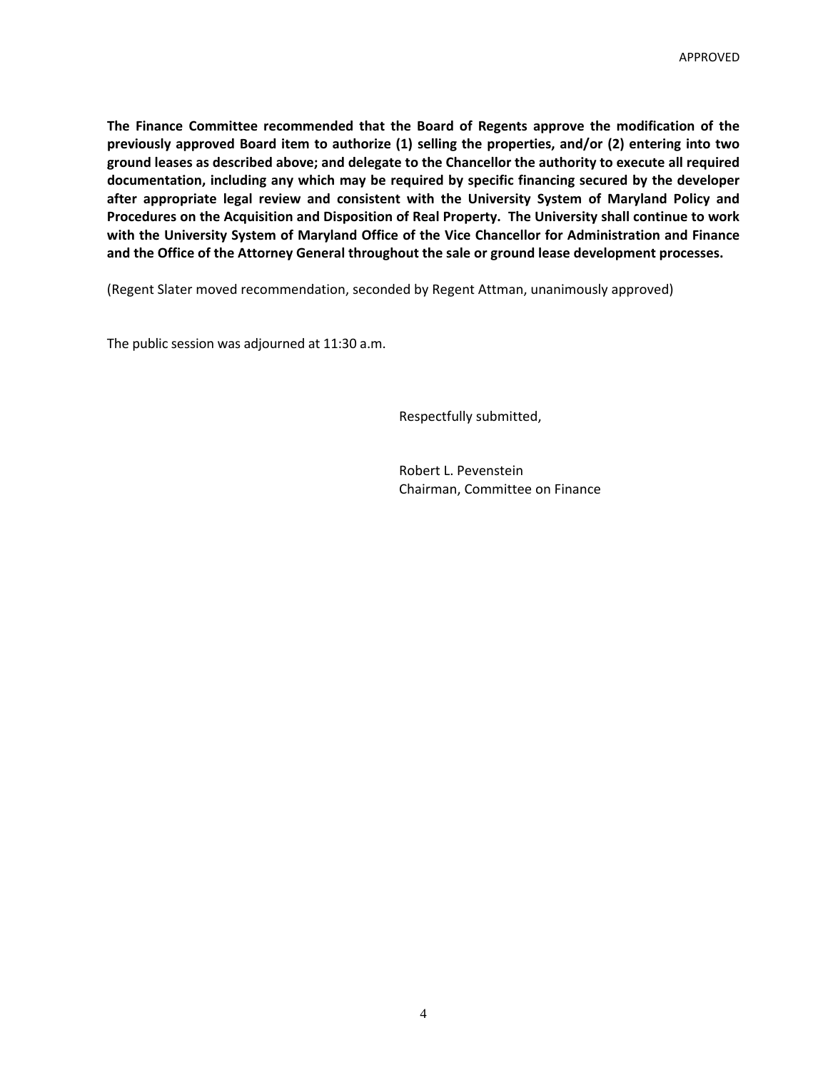APPROVED

**The Finance Committee recommended that the Board of Regents approve the modification of the previously approved Board item to authorize (1) selling the properties, and/or (2) entering into two ground leases as described above; and delegate to the Chancellor the authority to execute all required documentation, including any which may be required by specific financing secured by the developer after appropriate legal review and consistent with the University System of Maryland Policy and Procedures on the Acquisition and Disposition of Real Property. The University shall continue to work with the University System of Maryland Office of the Vice Chancellor for Administration and Finance and the Office of the Attorney General throughout the sale or ground lease development processes.**

(Regent Slater moved recommendation, seconded by Regent Attman, unanimously approved)

The public session was adjourned at 11:30 a.m.

Respectfully submitted,

Robert L. Pevenstein
Chairman, Committee on Finance